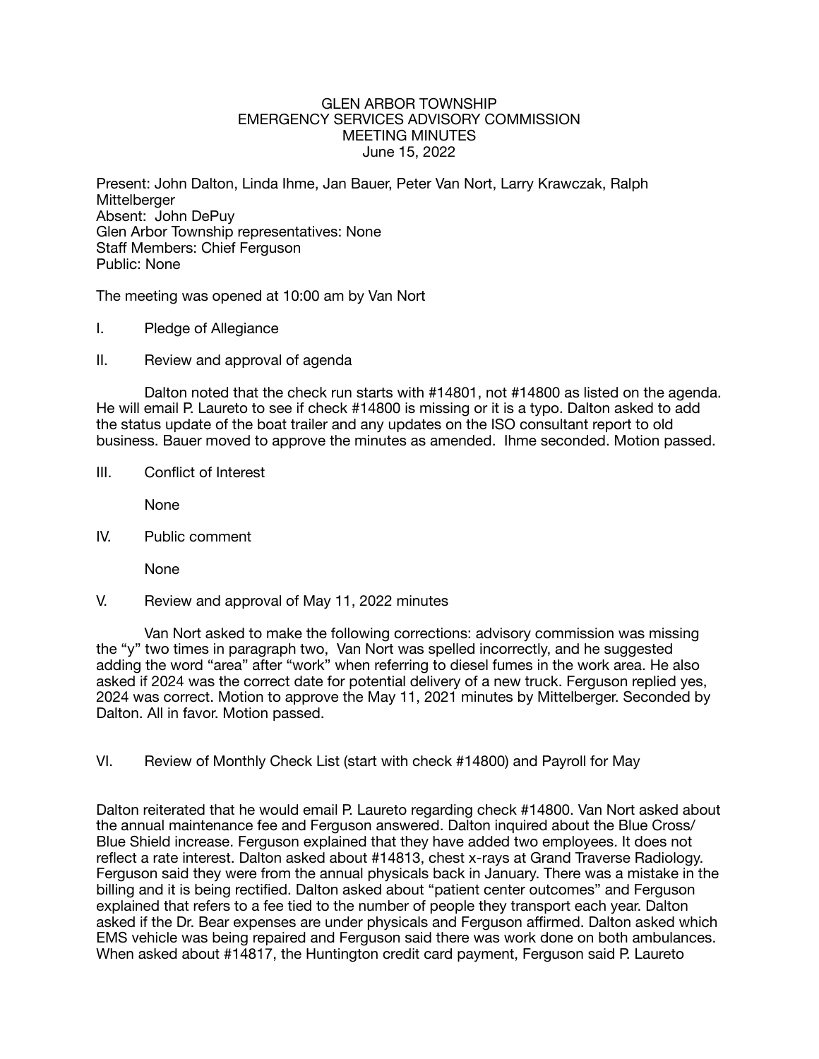GLEN ARBOR TOWNSHIP
EMERGENCY SERVICES ADVISORY COMMISSION
MEETING MINUTES
June 15, 2022

Present: John Dalton, Linda Ihme, Jan Bauer, Peter Van Nort, Larry Krawczak, Ralph Mittelberger
Absent: John DePuy
Glen Arbor Township representatives: None
Staff Members: Chief Ferguson
Public: None

The meeting was opened at 10:00 am by Van Nort

I. Pledge of Allegiance

II. Review and approval of agenda

Dalton noted that the check run starts with #14801, not #14800 as listed on the agenda. He will email P. Laureto to see if check #14800 is missing or it is a typo. Dalton asked to add the status update of the boat trailer and any updates on the ISO consultant report to old business. Bauer moved to approve the minutes as amended. Ihme seconded. Motion passed.

III. Conflict of Interest

None

IV. Public comment

None

V. Review and approval of May 11, 2022 minutes

Van Nort asked to make the following corrections: advisory commission was missing the "y" two times in paragraph two, Van Nort was spelled incorrectly, and he suggested adding the word "area" after "work" when referring to diesel fumes in the work area. He also asked if 2024 was the correct date for potential delivery of a new truck. Ferguson replied yes, 2024 was correct. Motion to approve the May 11, 2021 minutes by Mittelberger. Seconded by Dalton. All in favor. Motion passed.

VI. Review of Monthly Check List (start with check #14800) and Payroll for May

Dalton reiterated that he would email P. Laureto regarding check #14800. Van Nort asked about the annual maintenance fee and Ferguson answered. Dalton inquired about the Blue Cross/ Blue Shield increase. Ferguson explained that they have added two employees. It does not reflect a rate interest. Dalton asked about #14813, chest x-rays at Grand Traverse Radiology. Ferguson said they were from the annual physicals back in January. There was a mistake in the billing and it is being rectified. Dalton asked about "patient center outcomes" and Ferguson explained that refers to a fee tied to the number of people they transport each year. Dalton asked if the Dr. Bear expenses are under physicals and Ferguson affirmed. Dalton asked which EMS vehicle was being repaired and Ferguson said there was work done on both ambulances. When asked about #14817, the Huntington credit card payment, Ferguson said P. Laureto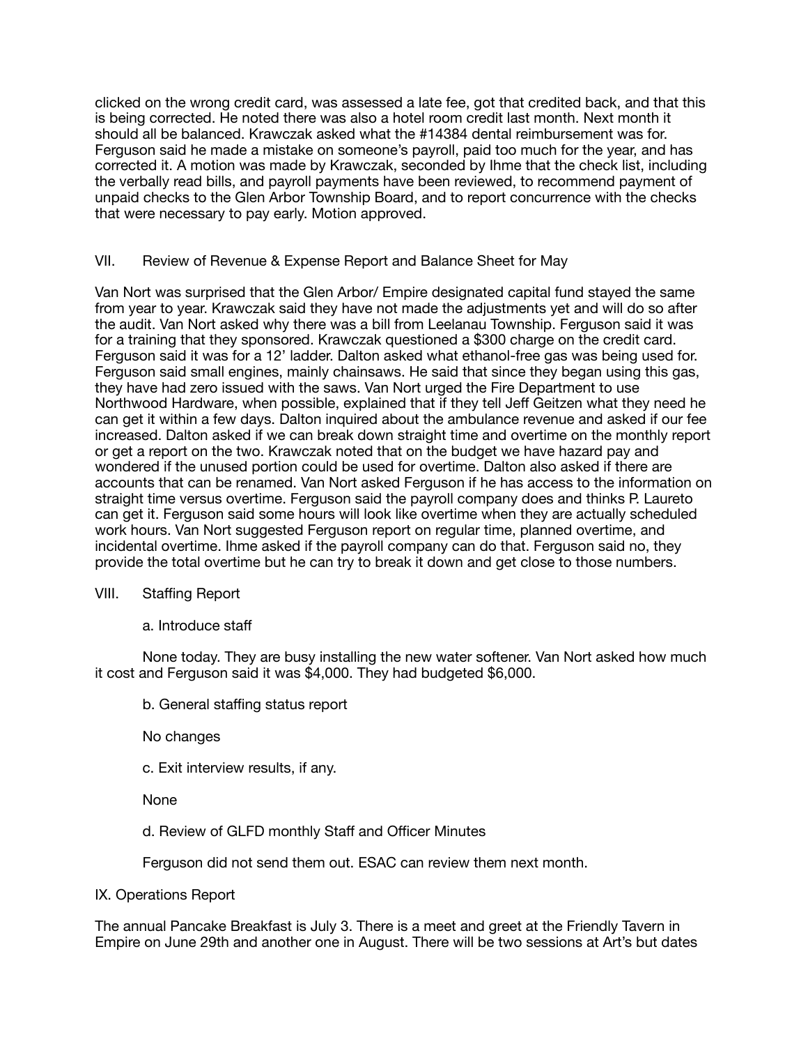clicked on the wrong credit card, was assessed a late fee, got that credited back, and that this is being corrected. He noted there was also a hotel room credit last month. Next month it should all be balanced. Krawczak asked what the #14384 dental reimbursement was for. Ferguson said he made a mistake on someone's payroll, paid too much for the year, and has corrected it. A motion was made by Krawczak, seconded by Ihme that the check list, including the verbally read bills, and payroll payments have been reviewed, to recommend payment of unpaid checks to the Glen Arbor Township Board, and to report concurrence with the checks that were necessary to pay early. Motion approved.

## VII. Review of Revenue & Expense Report and Balance Sheet for May

Van Nort was surprised that the Glen Arbor/ Empire designated capital fund stayed the same from year to year. Krawczak said they have not made the adjustments yet and will do so after the audit. Van Nort asked why there was a bill from Leelanau Township. Ferguson said it was for a training that they sponsored. Krawczak questioned a $300 charge on the credit card. Ferguson said it was for a 12' ladder. Dalton asked what ethanol-free gas was being used for. Ferguson said small engines, mainly chainsaws. He said that since they began using this gas, they have had zero issued with the saws. Van Nort urged the Fire Department to use Northwood Hardware, when possible, explained that if they tell Jeff Geitzen what they need he can get it within a few days. Dalton inquired about the ambulance revenue and asked if our fee increased. Dalton asked if we can break down straight time and overtime on the monthly report or get a report on the two. Krawczak noted that on the budget we have hazard pay and wondered if the unused portion could be used for overtime. Dalton also asked if there are accounts that can be renamed. Van Nort asked Ferguson if he has access to the information on straight time versus overtime. Ferguson said the payroll company does and thinks P. Laureto can get it. Ferguson said some hours will look like overtime when they are actually scheduled work hours. Van Nort suggested Ferguson report on regular time, planned overtime, and incidental overtime. Ihme asked if the payroll company can do that. Ferguson said no, they provide the total overtime but he can try to break it down and get close to those numbers.

## VIII. Staffing Report

a. Introduce staff

None today. They are busy installing the new water softener. Van Nort asked how much it cost and Ferguson said it was $4,000. They had budgeted $6,000.

b. General staffing status report

No changes

c. Exit interview results, if any.

None

d. Review of GLFD monthly Staff and Officer Minutes

Ferguson did not send them out. ESAC can review them next month.

## IX. Operations Report

The annual Pancake Breakfast is July 3. There is a meet and greet at the Friendly Tavern in Empire on June 29th and another one in August. There will be two sessions at Art's but dates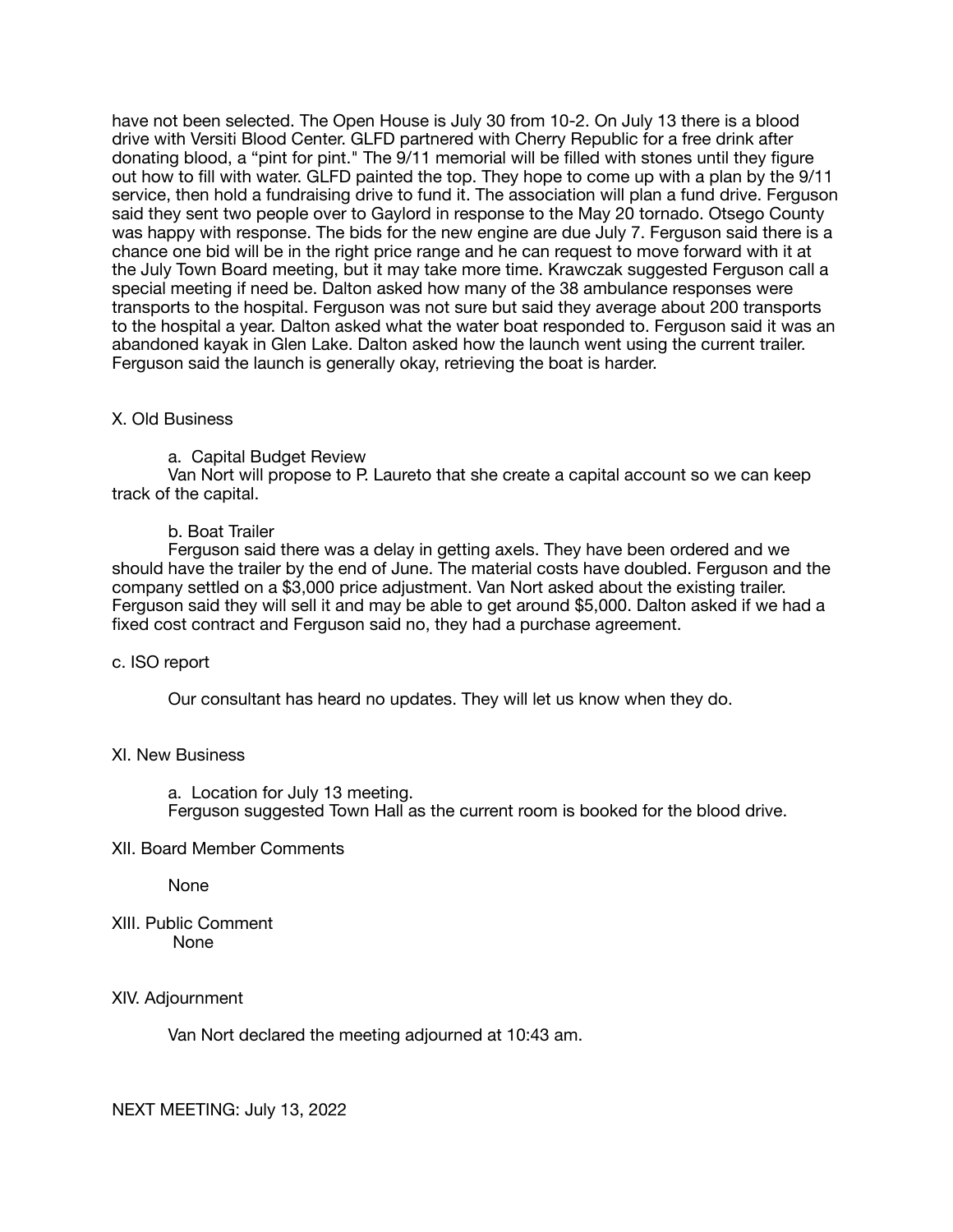have not been selected. The Open House is July 30 from 10-2. On July 13 there is a blood drive with Versiti Blood Center. GLFD partnered with Cherry Republic for a free drink after donating blood, a "pint for pint." The 9/11 memorial will be filled with stones until they figure out how to fill with water. GLFD painted the top. They hope to come up with a plan by the 9/11 service, then hold a fundraising drive to fund it. The association will plan a fund drive. Ferguson said they sent two people over to Gaylord in response to the May 20 tornado. Otsego County was happy with response. The bids for the new engine are due July 7. Ferguson said there is a chance one bid will be in the right price range and he can request to move forward with it at the July Town Board meeting, but it may take more time. Krawczak suggested Ferguson call a special meeting if need be. Dalton asked how many of the 38 ambulance responses were transports to the hospital. Ferguson was not sure but said they average about 200 transports to the hospital a year. Dalton asked what the water boat responded to. Ferguson said it was an abandoned kayak in Glen Lake. Dalton asked how the launch went using the current trailer. Ferguson said the launch is generally okay, retrieving the boat is harder.

X. Old Business

a. Capital Budget Review

Van Nort will propose to P. Laureto that she create a capital account so we can keep track of the capital.

b. Boat Trailer

Ferguson said there was a delay in getting axels. They have been ordered and we should have the trailer by the end of June. The material costs have doubled. Ferguson and the company settled on a $3,000 price adjustment. Van Nort asked about the existing trailer. Ferguson said they will sell it and may be able to get around $5,000. Dalton asked if we had a fixed cost contract and Ferguson said no, they had a purchase agreement.

c. ISO report

Our consultant has heard no updates. They will let us know when they do.

XI. New Business

a. Location for July 13 meeting.

Ferguson suggested Town Hall as the current room is booked for the blood drive.

XII. Board Member Comments

None

XIII. Public Comment

None

XIV. Adjournment

Van Nort declared the meeting adjourned at 10:43 am.

NEXT MEETING: July 13, 2022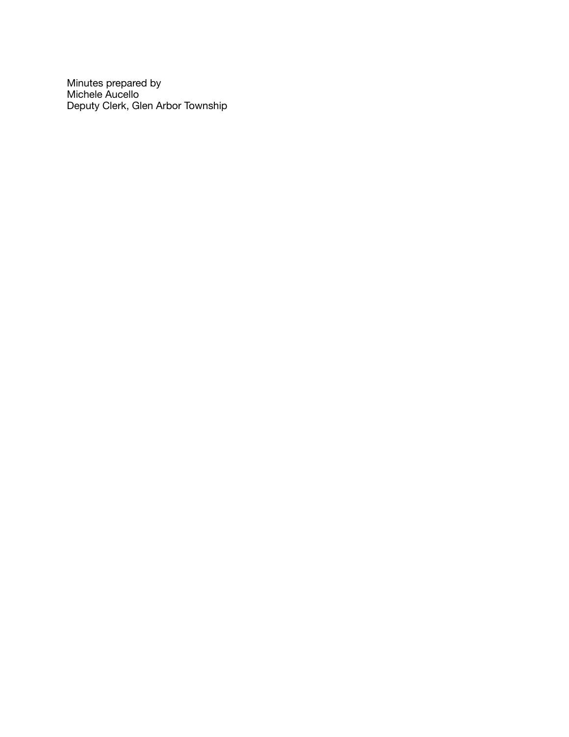Minutes prepared by
Michele Aucello
Deputy Clerk, Glen Arbor Township